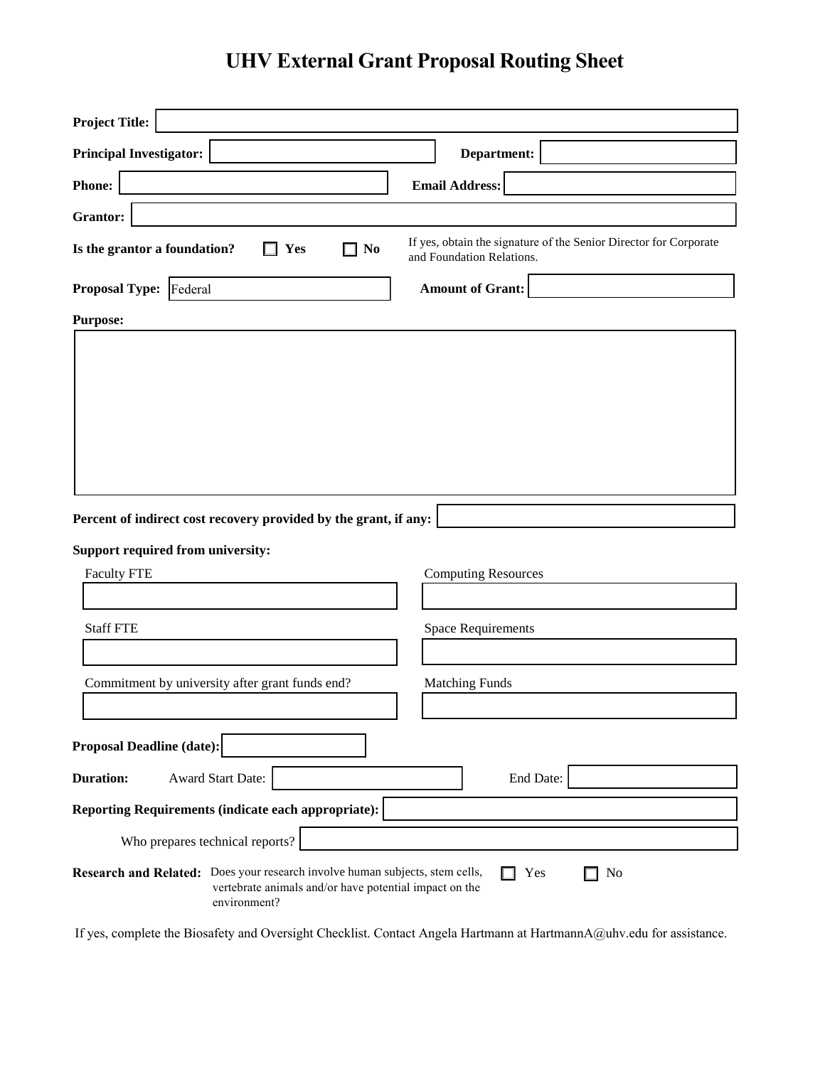# UHV External Grant Proposal Routing Sheet

**Project Title:**

**Principal Investigator:** **Department:**

**Phone:** **Email Address:**

**Grantor:**

**Is the grantor a foundation?** ☐ **Yes** ☐ **No**

If yes, obtain the signature of the Senior Director for Corporate and Foundation Relations.

**Proposal Type:** Federal **Amount of Grant:**

**Purpose:**

**Percent of indirect cost recovery provided by the grant, if any:**

**Support required from university:**

Faculty FTE

Computing Resources

Staff FTE

Space Requirements

Commitment by university after grant funds end?

Matching Funds

**Proposal Deadline (date):**

**Duration:** Award Start Date: End Date:

**Reporting Requirements (indicate each appropriate):**

Who prepares technical reports?

**Research and Related:** Does your research involve human subjects, stem cells, vertebrate animals and/or have potential impact on the environment? ☐ Yes ☐ No

If yes, complete the Biosafety and Oversight Checklist. Contact Angela Hartmann at HartmannA@uhv.edu for assistance.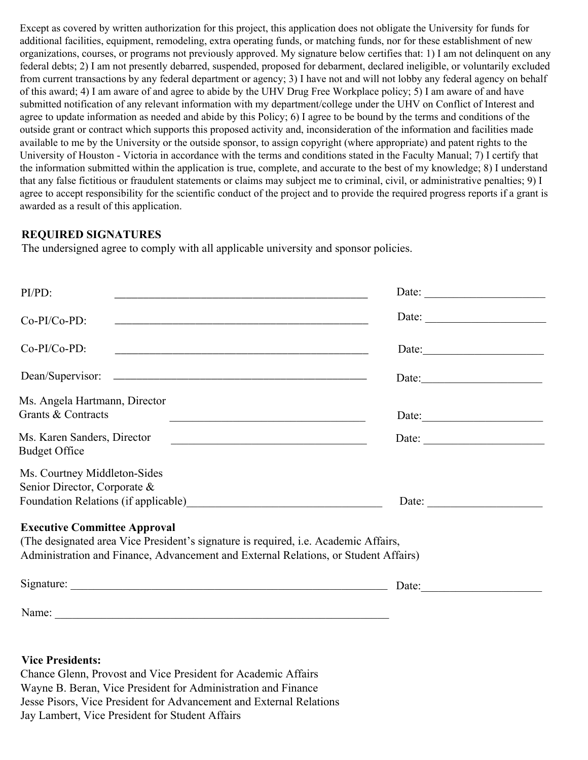Except as covered by written authorization for this project, this application does not obligate the University for funds for additional facilities, equipment, remodeling, extra operating funds, or matching funds, nor for these establishment of new organizations, courses, or programs not previously approved. My signature below certifies that: 1) I am not delinquent on any federal debts; 2) I am not presently debarred, suspended, proposed for debarment, declared ineligible, or voluntarily excluded from current transactions by any federal department or agency; 3) I have not and will not lobby any federal agency on behalf of this award; 4) I am aware of and agree to abide by the UHV Drug Free Workplace policy; 5) I am aware of and have submitted notification of any relevant information with my department/college under the UHV on Conflict of Interest and agree to update information as needed and abide by this Policy; 6) I agree to be bound by the terms and conditions of the outside grant or contract which supports this proposed activity and, inconsideration of the information and facilities made available to me by the University or the outside sponsor, to assign copyright (where appropriate) and patent rights to the University of Houston - Victoria in accordance with the terms and conditions stated in the Faculty Manual; 7) I certify that the information submitted within the application is true, complete, and accurate to the best of my knowledge; 8) I understand that any false fictitious or fraudulent statements or claims may subject me to criminal, civil, or administrative penalties; 9) I agree to accept responsibility for the scientific conduct of the project and to provide the required progress reports if a grant is awarded as a result of this application.

**REQUIRED SIGNATURES**

The undersigned agree to comply with all applicable university and sponsor policies.

PI/PD: ______________________________________________ Date: _____________________

Co-PI/Co-PD: ______________________________________________ Date: _____________________

Co-PI/Co-PD: ______________________________________________ Date: _____________________

Dean/Supervisor: ______________________________________________ Date: _____________________

Ms. Angela Hartmann, Director
Grants & Contracts ___________________________________ Date: _____________________

Ms. Karen Sanders, Director
Budget Office ___________________________________ Date: _____________________

Ms. Courtney Middleton-Sides
Senior Director, Corporate &
Foundation Relations (if applicable)___________________________________ Date: _____________________

**Executive Committee Approval**

(The designated area Vice President's signature is required, i.e. Academic Affairs, Administration and Finance, Advancement and External Relations, or Student Affairs)

Signature: ____________________________________________________________ Date: _____________________

Name: ______________________________________________________________

**Vice Presidents:**

Chance Glenn, Provost and Vice President for Academic Affairs
Wayne B. Beran, Vice President for Administration and Finance
Jesse Pisors, Vice President for Advancement and External Relations
Jay Lambert, Vice President for Student Affairs